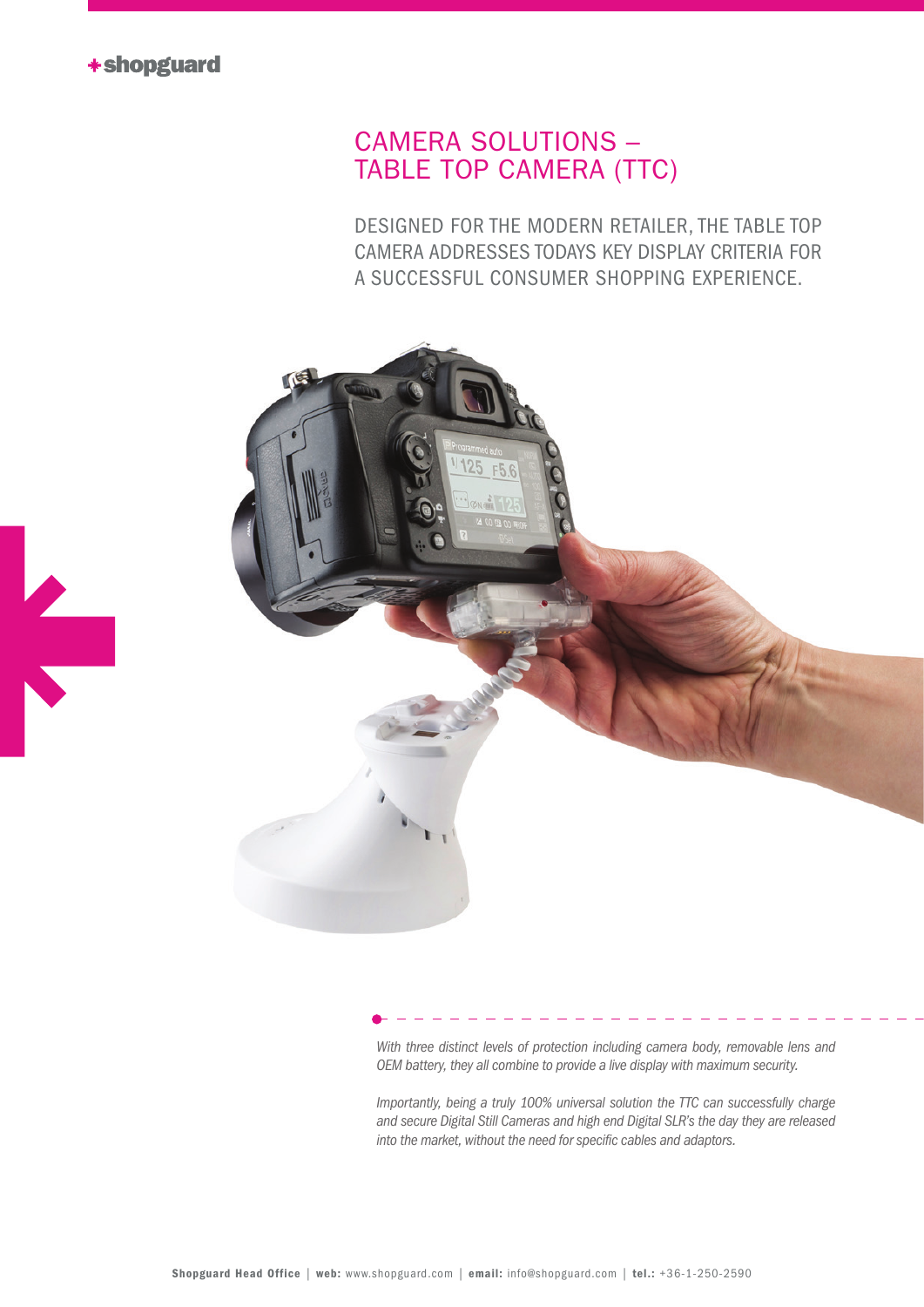shopguard

# CAMERA SOLUTIONS – TABLE TOP CAMERA (TTC)

DESIGNED FOR THE MODERN RETAILER, THE TABLE TOP CAMERA ADDRESSES TODAYS KEY DISPLAY CRITERIA FOR A SUCCESSFUL CONSUMER SHOPPING EXPERIENCE.

*With three distinct levels of protection including camera body, removable lens and OEM battery, they all combine to provide a live display with maximum security.*

*Importantly, being a truly 100% universal solution the TTC can successfully charge and secure Digital Still Cameras and high end Digital SLR's the day they are released into the market, without the need for specific cables and adaptors.*

**Shopguard Head Office** | **web:** www.shopguard.com | **email:** info@shopguard.com | **tel.:** +36-1-250-2590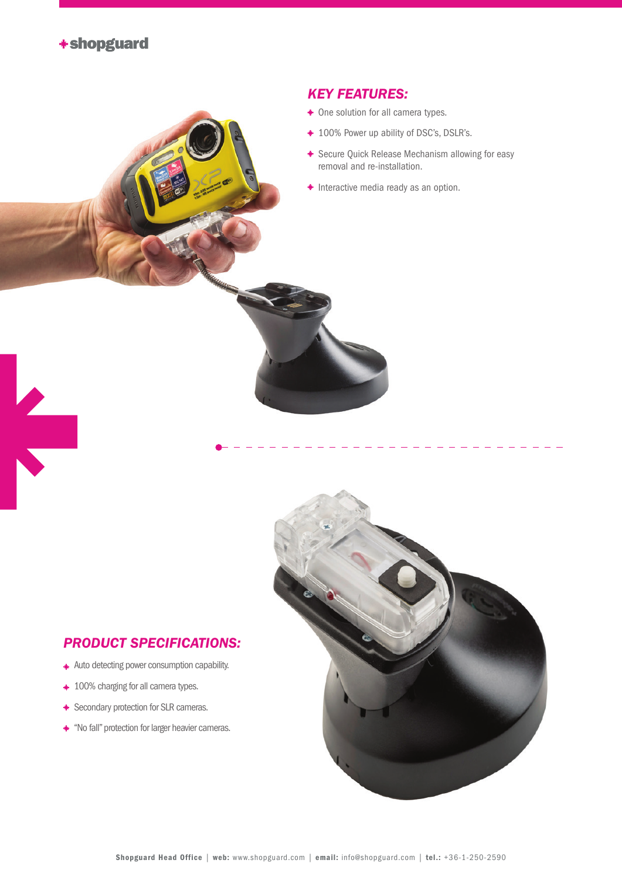## KEY FEATURES:

- One solution for all camera types.
- 100% Power up ability of DSC's, DSLR's.
- Secure Quick Release Mechanism allowing for easy removal and re-installation.
- Interactive media ready as an option.

## PRODUCT SPECIFICATIONS:

- Auto detecting power consumption capability.
- 100% charging for all camera types.
- Secondary protection for SLR cameras.
- "No fall" protection for larger heavier cameras.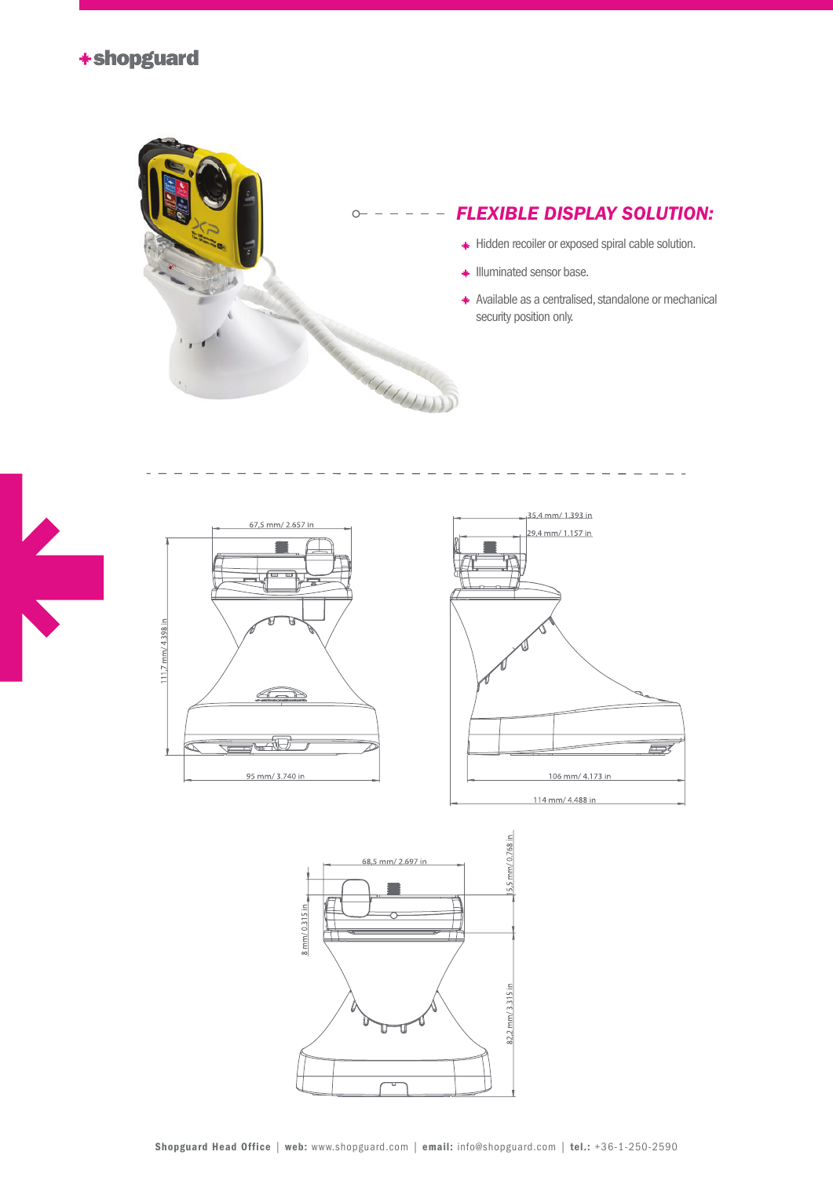shopguard

## *FLEXIBLE DISPLAY SOLUTION:*

- Hidden recoiler or exposed spiral cable solution.
- Illuminated sensor base.
- Available as a centralised, standalone or mechanical security position only.

67,5 mm/ 2.657 in

111,7 mm/ 4.398 in

95 mm/ 3.740 in

35,4 mm/ 1.393 in

29,4 mm/ 1.157 in

106 mm/ 4.173 in

114 mm/ 4.488 in

68,5 mm/ 2.697 in

19,5 mm/ 0.768 in

8 mm/ 0.315 in

82,2 mm/ 3.315 in

**Shopguard Head Office** | **web:** www.shopguard.com | **email:** info@shopguard.com | **tel.:** +36-1-250-2590